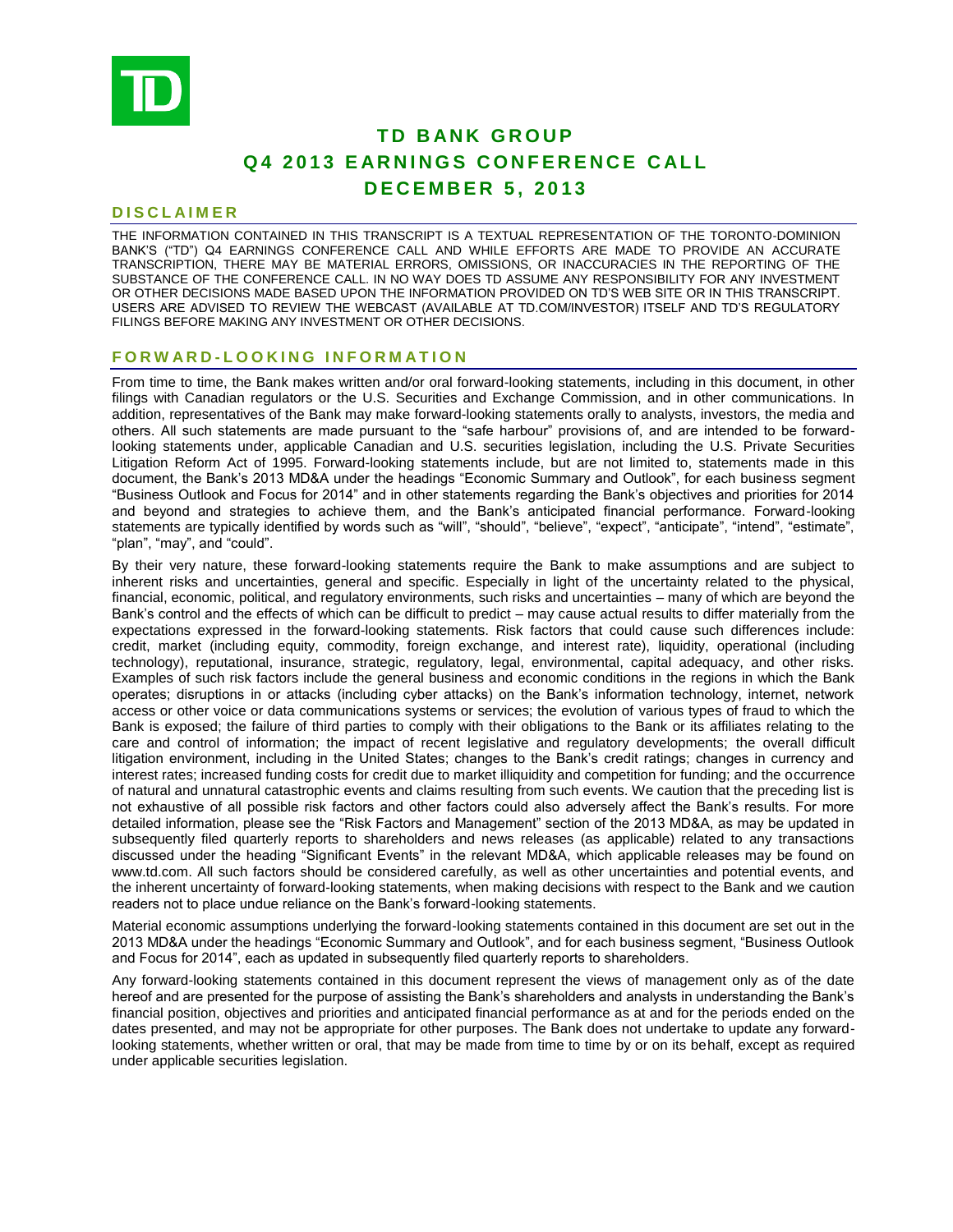# TD BANK GROUP
# Q4 2013 EARNINGS CONFERENCE CALL
# DECEMBER 5, 2013

## DISCLAIMER

THE INFORMATION CONTAINED IN THIS TRANSCRIPT IS A TEXTUAL REPRESENTATION OF THE TORONTO-DOMINION BANK'S ("TD") Q4 EARNINGS CONFERENCE CALL AND WHILE EFFORTS ARE MADE TO PROVIDE AN ACCURATE TRANSCRIPTION, THERE MAY BE MATERIAL ERRORS, OMISSIONS, OR INACCURACIES IN THE REPORTING OF THE SUBSTANCE OF THE CONFERENCE CALL. IN NO WAY DOES TD ASSUME ANY RESPONSIBILITY FOR ANY INVESTMENT OR OTHER DECISIONS MADE BASED UPON THE INFORMATION PROVIDED ON TD'S WEB SITE OR IN THIS TRANSCRIPT. USERS ARE ADVISED TO REVIEW THE WEBCAST (AVAILABLE AT TD.COM/INVESTOR) ITSELF AND TD'S REGULATORY FILINGS BEFORE MAKING ANY INVESTMENT OR OTHER DECISIONS.

## FORWARD-LOOKING INFORMATION

From time to time, the Bank makes written and/or oral forward-looking statements, including in this document, in other filings with Canadian regulators or the U.S. Securities and Exchange Commission, and in other communications. In addition, representatives of the Bank may make forward-looking statements orally to analysts, investors, the media and others. All such statements are made pursuant to the "safe harbour" provisions of, and are intended to be forward-looking statements under, applicable Canadian and U.S. securities legislation, including the U.S. Private Securities Litigation Reform Act of 1995. Forward-looking statements include, but are not limited to, statements made in this document, the Bank's 2013 MD&A under the headings "Economic Summary and Outlook", for each business segment "Business Outlook and Focus for 2014" and in other statements regarding the Bank's objectives and priorities for 2014 and beyond and strategies to achieve them, and the Bank's anticipated financial performance. Forward-looking statements are typically identified by words such as "will", "should", "believe", "expect", "anticipate", "intend", "estimate", "plan", "may", and "could".

By their very nature, these forward-looking statements require the Bank to make assumptions and are subject to inherent risks and uncertainties, general and specific. Especially in light of the uncertainty related to the physical, financial, economic, political, and regulatory environments, such risks and uncertainties – many of which are beyond the Bank's control and the effects of which can be difficult to predict – may cause actual results to differ materially from the expectations expressed in the forward-looking statements. Risk factors that could cause such differences include: credit, market (including equity, commodity, foreign exchange, and interest rate), liquidity, operational (including technology), reputational, insurance, strategic, regulatory, legal, environmental, capital adequacy, and other risks. Examples of such risk factors include the general business and economic conditions in the regions in which the Bank operates; disruptions in or attacks (including cyber attacks) on the Bank's information technology, internet, network access or other voice or data communications systems or services; the evolution of various types of fraud to which the Bank is exposed; the failure of third parties to comply with their obligations to the Bank or its affiliates relating to the care and control of information; the impact of recent legislative and regulatory developments; the overall difficult litigation environment, including in the United States; changes to the Bank's credit ratings; changes in currency and interest rates; increased funding costs for credit due to market illiquidity and competition for funding; and the occurrence of natural and unnatural catastrophic events and claims resulting from such events. We caution that the preceding list is not exhaustive of all possible risk factors and other factors could also adversely affect the Bank's results. For more detailed information, please see the "Risk Factors and Management" section of the 2013 MD&A, as may be updated in subsequently filed quarterly reports to shareholders and news releases (as applicable) related to any transactions discussed under the heading "Significant Events" in the relevant MD&A, which applicable releases may be found on www.td.com. All such factors should be considered carefully, as well as other uncertainties and potential events, and the inherent uncertainty of forward-looking statements, when making decisions with respect to the Bank and we caution readers not to place undue reliance on the Bank's forward-looking statements.

Material economic assumptions underlying the forward-looking statements contained in this document are set out in the 2013 MD&A under the headings "Economic Summary and Outlook", and for each business segment, "Business Outlook and Focus for 2014", each as updated in subsequently filed quarterly reports to shareholders.

Any forward-looking statements contained in this document represent the views of management only as of the date hereof and are presented for the purpose of assisting the Bank's shareholders and analysts in understanding the Bank's financial position, objectives and priorities and anticipated financial performance as at and for the periods ended on the dates presented, and may not be appropriate for other purposes. The Bank does not undertake to update any forward-looking statements, whether written or oral, that may be made from time to time by or on its behalf, except as required under applicable securities legislation.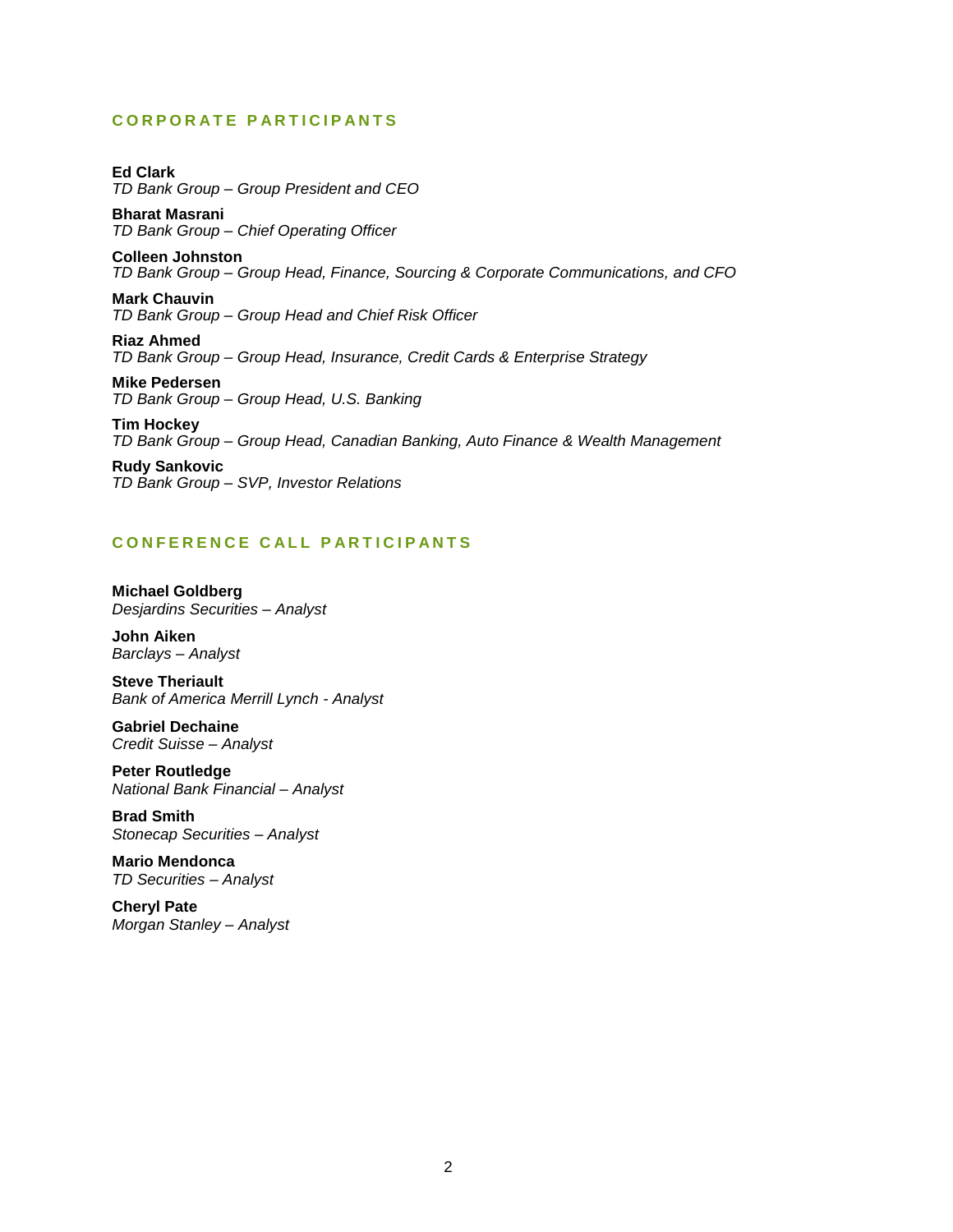## CORPORATE PARTICIPANTS

**Ed Clark**
*TD Bank Group – Group President and CEO*

**Bharat Masrani**
*TD Bank Group – Chief Operating Officer*

**Colleen Johnston**
*TD Bank Group – Group Head, Finance, Sourcing & Corporate Communications, and CFO*

**Mark Chauvin**
*TD Bank Group – Group Head and Chief Risk Officer*

**Riaz Ahmed**
*TD Bank Group – Group Head, Insurance, Credit Cards & Enterprise Strategy*

**Mike Pedersen**
*TD Bank Group – Group Head, U.S. Banking*

**Tim Hockey**
*TD Bank Group – Group Head, Canadian Banking, Auto Finance & Wealth Management*

**Rudy Sankovic**
*TD Bank Group – SVP, Investor Relations*

## CONFERENCE CALL PARTICIPANTS

**Michael Goldberg**
*Desjardins Securities – Analyst*

**John Aiken**
*Barclays – Analyst*

**Steve Theriault**
*Bank of America Merrill Lynch - Analyst*

**Gabriel Dechaine**
*Credit Suisse – Analyst*

**Peter Routledge**
*National Bank Financial – Analyst*

**Brad Smith**
*Stonecap Securities – Analyst*

**Mario Mendonca**
*TD Securities – Analyst*

**Cheryl Pate**
*Morgan Stanley – Analyst*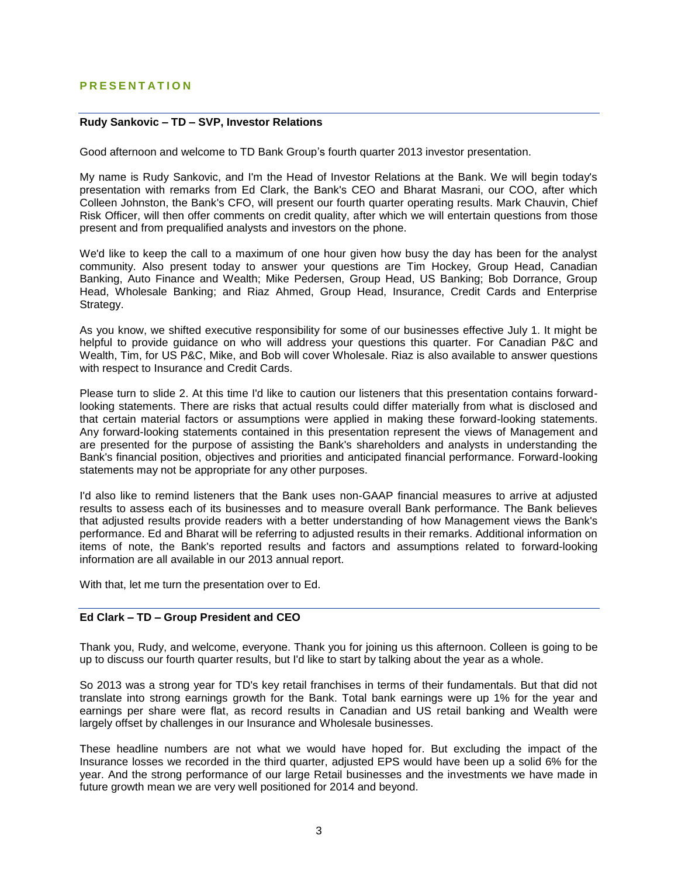## PRESENTATION

---

**Rudy Sankovic – TD – SVP, Investor Relations**

Good afternoon and welcome to TD Bank Group's fourth quarter 2013 investor presentation.

My name is Rudy Sankovic, and I'm the Head of Investor Relations at the Bank. We will begin today's presentation with remarks from Ed Clark, the Bank's CEO and Bharat Masrani, our COO, after which Colleen Johnston, the Bank's CFO, will present our fourth quarter operating results. Mark Chauvin, Chief Risk Officer, will then offer comments on credit quality, after which we will entertain questions from those present and from prequalified analysts and investors on the phone.

We'd like to keep the call to a maximum of one hour given how busy the day has been for the analyst community. Also present today to answer your questions are Tim Hockey, Group Head, Canadian Banking, Auto Finance and Wealth; Mike Pedersen, Group Head, US Banking; Bob Dorrance, Group Head, Wholesale Banking; and Riaz Ahmed, Group Head, Insurance, Credit Cards and Enterprise Strategy.

As you know, we shifted executive responsibility for some of our businesses effective July 1. It might be helpful to provide guidance on who will address your questions this quarter. For Canadian P&C and Wealth, Tim, for US P&C, Mike, and Bob will cover Wholesale. Riaz is also available to answer questions with respect to Insurance and Credit Cards.

Please turn to slide 2. At this time I'd like to caution our listeners that this presentation contains forward-looking statements. There are risks that actual results could differ materially from what is disclosed and that certain material factors or assumptions were applied in making these forward-looking statements. Any forward-looking statements contained in this presentation represent the views of Management and are presented for the purpose of assisting the Bank's shareholders and analysts in understanding the Bank's financial position, objectives and priorities and anticipated financial performance. Forward-looking statements may not be appropriate for any other purposes.

I'd also like to remind listeners that the Bank uses non-GAAP financial measures to arrive at adjusted results to assess each of its businesses and to measure overall Bank performance. The Bank believes that adjusted results provide readers with a better understanding of how Management views the Bank's performance. Ed and Bharat will be referring to adjusted results in their remarks. Additional information on items of note, the Bank's reported results and factors and assumptions related to forward-looking information are all available in our 2013 annual report.

With that, let me turn the presentation over to Ed.

---

**Ed Clark – TD – Group President and CEO**

Thank you, Rudy, and welcome, everyone. Thank you for joining us this afternoon. Colleen is going to be up to discuss our fourth quarter results, but I'd like to start by talking about the year as a whole.

So 2013 was a strong year for TD's key retail franchises in terms of their fundamentals. But that did not translate into strong earnings growth for the Bank. Total bank earnings were up 1% for the year and earnings per share were flat, as record results in Canadian and US retail banking and Wealth were largely offset by challenges in our Insurance and Wholesale businesses.

These headline numbers are not what we would have hoped for. But excluding the impact of the Insurance losses we recorded in the third quarter, adjusted EPS would have been up a solid 6% for the year. And the strong performance of our large Retail businesses and the investments we have made in future growth mean we are very well positioned for 2014 and beyond.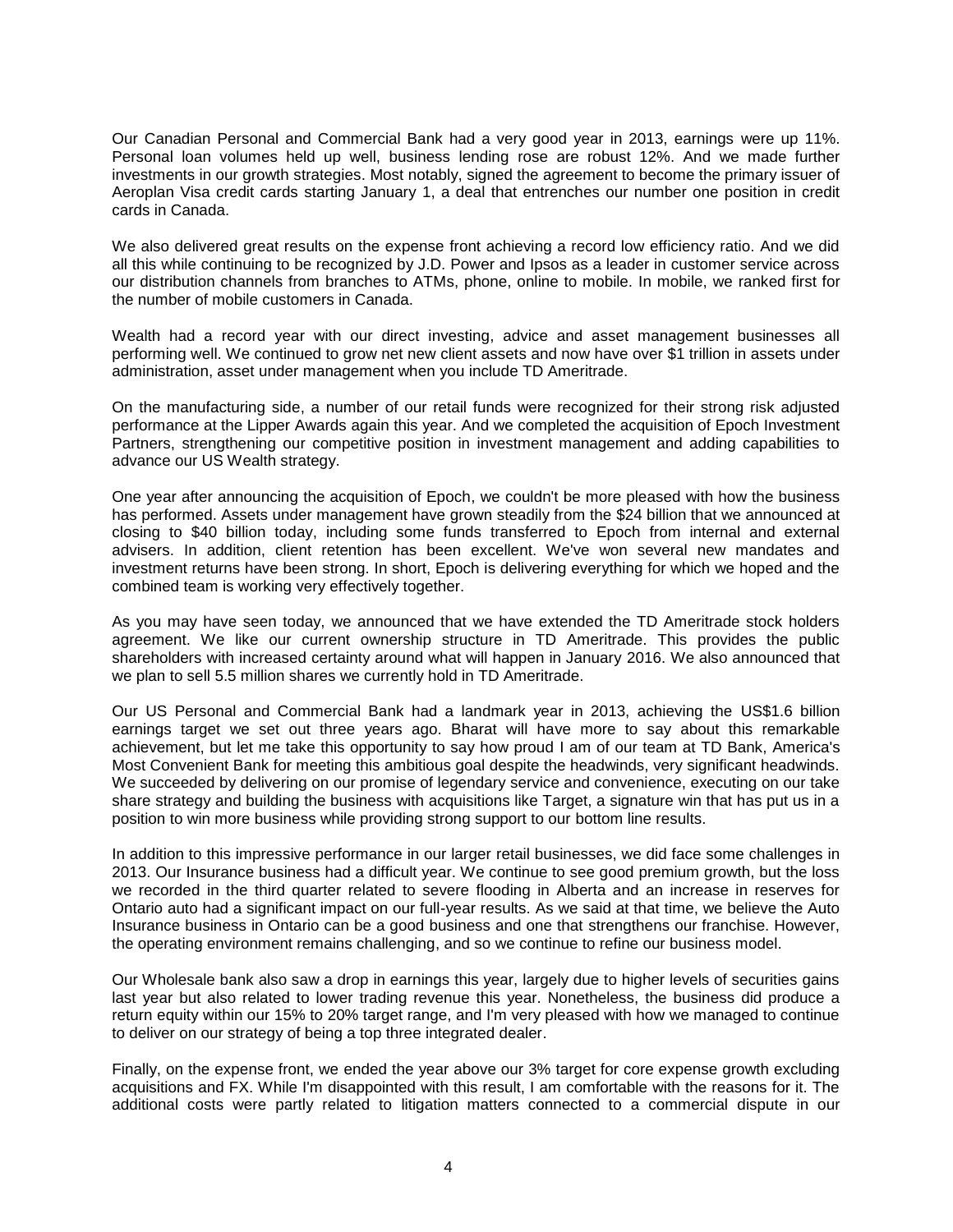Our Canadian Personal and Commercial Bank had a very good year in 2013, earnings were up 11%. Personal loan volumes held up well, business lending rose are robust 12%. And we made further investments in our growth strategies. Most notably, signed the agreement to become the primary issuer of Aeroplan Visa credit cards starting January 1, a deal that entrenches our number one position in credit cards in Canada.

We also delivered great results on the expense front achieving a record low efficiency ratio. And we did all this while continuing to be recognized by J.D. Power and Ipsos as a leader in customer service across our distribution channels from branches to ATMs, phone, online to mobile. In mobile, we ranked first for the number of mobile customers in Canada.

Wealth had a record year with our direct investing, advice and asset management businesses all performing well. We continued to grow net new client assets and now have over $1 trillion in assets under administration, asset under management when you include TD Ameritrade.

On the manufacturing side, a number of our retail funds were recognized for their strong risk adjusted performance at the Lipper Awards again this year. And we completed the acquisition of Epoch Investment Partners, strengthening our competitive position in investment management and adding capabilities to advance our US Wealth strategy.

One year after announcing the acquisition of Epoch, we couldn't be more pleased with how the business has performed. Assets under management have grown steadily from the $24 billion that we announced at closing to $40 billion today, including some funds transferred to Epoch from internal and external advisers. In addition, client retention has been excellent. We've won several new mandates and investment returns have been strong. In short, Epoch is delivering everything for which we hoped and the combined team is working very effectively together.

As you may have seen today, we announced that we have extended the TD Ameritrade stock holders agreement. We like our current ownership structure in TD Ameritrade. This provides the public shareholders with increased certainty around what will happen in January 2016. We also announced that we plan to sell 5.5 million shares we currently hold in TD Ameritrade.

Our US Personal and Commercial Bank had a landmark year in 2013, achieving the US$1.6 billion earnings target we set out three years ago. Bharat will have more to say about this remarkable achievement, but let me take this opportunity to say how proud I am of our team at TD Bank, America's Most Convenient Bank for meeting this ambitious goal despite the headwinds, very significant headwinds. We succeeded by delivering on our promise of legendary service and convenience, executing on our take share strategy and building the business with acquisitions like Target, a signature win that has put us in a position to win more business while providing strong support to our bottom line results.

In addition to this impressive performance in our larger retail businesses, we did face some challenges in 2013. Our Insurance business had a difficult year. We continue to see good premium growth, but the loss we recorded in the third quarter related to severe flooding in Alberta and an increase in reserves for Ontario auto had a significant impact on our full-year results. As we said at that time, we believe the Auto Insurance business in Ontario can be a good business and one that strengthens our franchise. However, the operating environment remains challenging, and so we continue to refine our business model.

Our Wholesale bank also saw a drop in earnings this year, largely due to higher levels of securities gains last year but also related to lower trading revenue this year. Nonetheless, the business did produce a return equity within our 15% to 20% target range, and I'm very pleased with how we managed to continue to deliver on our strategy of being a top three integrated dealer.

Finally, on the expense front, we ended the year above our 3% target for core expense growth excluding acquisitions and FX. While I'm disappointed with this result, I am comfortable with the reasons for it. The additional costs were partly related to litigation matters connected to a commercial dispute in our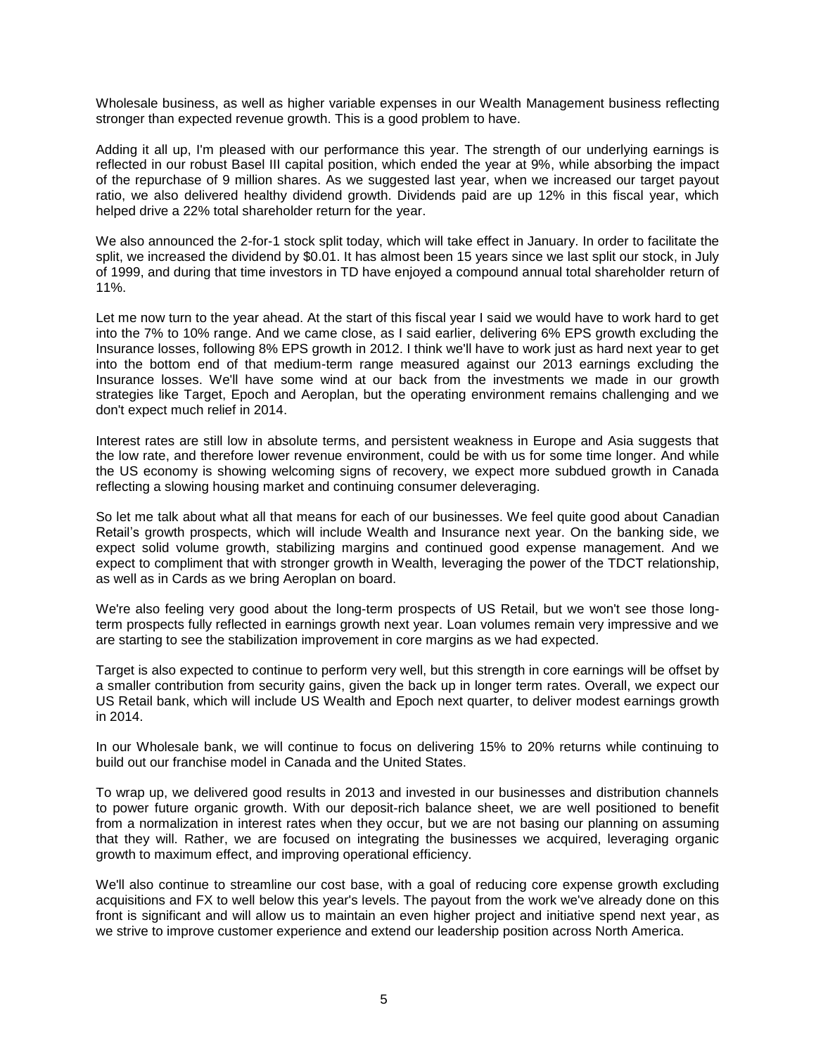Wholesale business, as well as higher variable expenses in our Wealth Management business reflecting stronger than expected revenue growth. This is a good problem to have.

Adding it all up, I'm pleased with our performance this year. The strength of our underlying earnings is reflected in our robust Basel III capital position, which ended the year at 9%, while absorbing the impact of the repurchase of 9 million shares. As we suggested last year, when we increased our target payout ratio, we also delivered healthy dividend growth. Dividends paid are up 12% in this fiscal year, which helped drive a 22% total shareholder return for the year.

We also announced the 2-for-1 stock split today, which will take effect in January. In order to facilitate the split, we increased the dividend by $0.01. It has almost been 15 years since we last split our stock, in July of 1999, and during that time investors in TD have enjoyed a compound annual total shareholder return of 11%.

Let me now turn to the year ahead. At the start of this fiscal year I said we would have to work hard to get into the 7% to 10% range. And we came close, as I said earlier, delivering 6% EPS growth excluding the Insurance losses, following 8% EPS growth in 2012. I think we'll have to work just as hard next year to get into the bottom end of that medium-term range measured against our 2013 earnings excluding the Insurance losses. We'll have some wind at our back from the investments we made in our growth strategies like Target, Epoch and Aeroplan, but the operating environment remains challenging and we don't expect much relief in 2014.

Interest rates are still low in absolute terms, and persistent weakness in Europe and Asia suggests that the low rate, and therefore lower revenue environment, could be with us for some time longer. And while the US economy is showing welcoming signs of recovery, we expect more subdued growth in Canada reflecting a slowing housing market and continuing consumer deleveraging.

So let me talk about what all that means for each of our businesses. We feel quite good about Canadian Retail's growth prospects, which will include Wealth and Insurance next year. On the banking side, we expect solid volume growth, stabilizing margins and continued good expense management. And we expect to compliment that with stronger growth in Wealth, leveraging the power of the TDCT relationship, as well as in Cards as we bring Aeroplan on board.

We're also feeling very good about the long-term prospects of US Retail, but we won't see those long-term prospects fully reflected in earnings growth next year. Loan volumes remain very impressive and we are starting to see the stabilization improvement in core margins as we had expected.

Target is also expected to continue to perform very well, but this strength in core earnings will be offset by a smaller contribution from security gains, given the back up in longer term rates. Overall, we expect our US Retail bank, which will include US Wealth and Epoch next quarter, to deliver modest earnings growth in 2014.

In our Wholesale bank, we will continue to focus on delivering 15% to 20% returns while continuing to build out our franchise model in Canada and the United States.

To wrap up, we delivered good results in 2013 and invested in our businesses and distribution channels to power future organic growth. With our deposit-rich balance sheet, we are well positioned to benefit from a normalization in interest rates when they occur, but we are not basing our planning on assuming that they will. Rather, we are focused on integrating the businesses we acquired, leveraging organic growth to maximum effect, and improving operational efficiency.

We'll also continue to streamline our cost base, with a goal of reducing core expense growth excluding acquisitions and FX to well below this year's levels. The payout from the work we've already done on this front is significant and will allow us to maintain an even higher project and initiative spend next year, as we strive to improve customer experience and extend our leadership position across North America.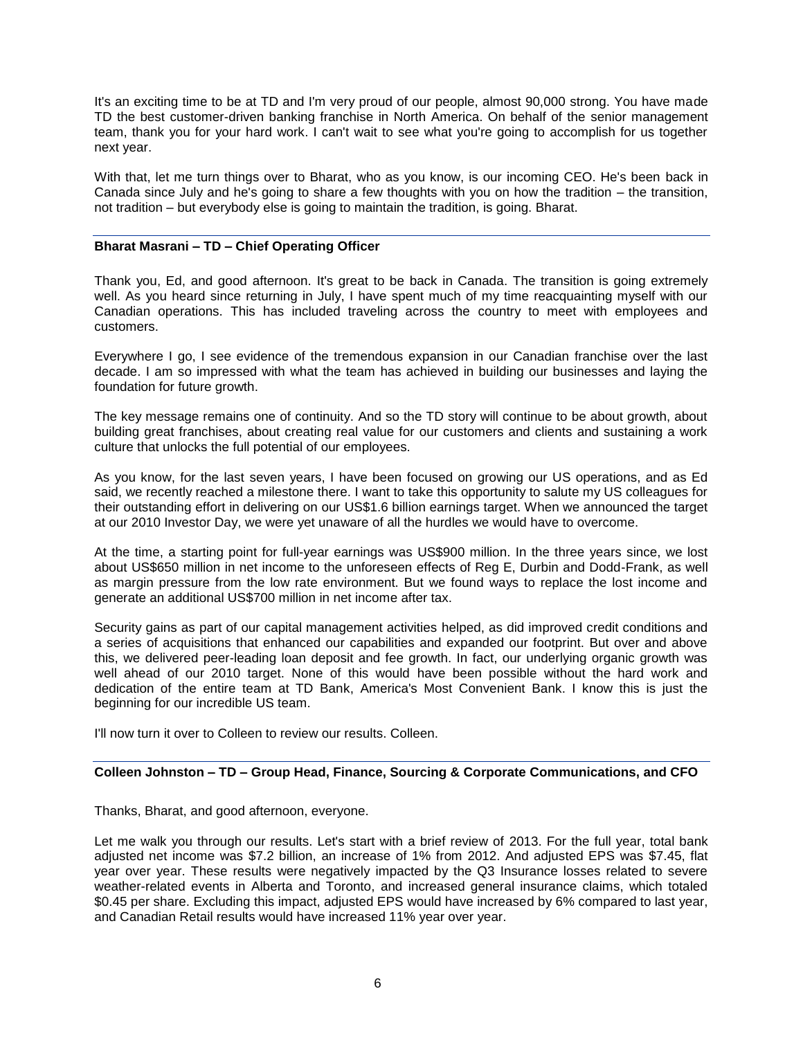It's an exciting time to be at TD and I'm very proud of our people, almost 90,000 strong. You have made TD the best customer-driven banking franchise in North America. On behalf of the senior management team, thank you for your hard work. I can't wait to see what you're going to accomplish for us together next year.

With that, let me turn things over to Bharat, who as you know, is our incoming CEO. He's been back in Canada since July and he's going to share a few thoughts with you on how the tradition – the transition, not tradition – but everybody else is going to maintain the tradition, is going. Bharat.

**Bharat Masrani – TD – Chief Operating Officer**

Thank you, Ed, and good afternoon. It's great to be back in Canada. The transition is going extremely well. As you heard since returning in July, I have spent much of my time reacquainting myself with our Canadian operations. This has included traveling across the country to meet with employees and customers.

Everywhere I go, I see evidence of the tremendous expansion in our Canadian franchise over the last decade. I am so impressed with what the team has achieved in building our businesses and laying the foundation for future growth.

The key message remains one of continuity. And so the TD story will continue to be about growth, about building great franchises, about creating real value for our customers and clients and sustaining a work culture that unlocks the full potential of our employees.

As you know, for the last seven years, I have been focused on growing our US operations, and as Ed said, we recently reached a milestone there. I want to take this opportunity to salute my US colleagues for their outstanding effort in delivering on our US$1.6 billion earnings target. When we announced the target at our 2010 Investor Day, we were yet unaware of all the hurdles we would have to overcome.

At the time, a starting point for full-year earnings was US$900 million. In the three years since, we lost about US$650 million in net income to the unforeseen effects of Reg E, Durbin and Dodd-Frank, as well as margin pressure from the low rate environment. But we found ways to replace the lost income and generate an additional US$700 million in net income after tax.

Security gains as part of our capital management activities helped, as did improved credit conditions and a series of acquisitions that enhanced our capabilities and expanded our footprint. But over and above this, we delivered peer-leading loan deposit and fee growth. In fact, our underlying organic growth was well ahead of our 2010 target. None of this would have been possible without the hard work and dedication of the entire team at TD Bank, America's Most Convenient Bank. I know this is just the beginning for our incredible US team.

I'll now turn it over to Colleen to review our results. Colleen.

**Colleen Johnston – TD – Group Head, Finance, Sourcing & Corporate Communications, and CFO**

Thanks, Bharat, and good afternoon, everyone.

Let me walk you through our results. Let's start with a brief review of 2013. For the full year, total bank adjusted net income was $7.2 billion, an increase of 1% from 2012. And adjusted EPS was $7.45, flat year over year. These results were negatively impacted by the Q3 Insurance losses related to severe weather-related events in Alberta and Toronto, and increased general insurance claims, which totaled $0.45 per share. Excluding this impact, adjusted EPS would have increased by 6% compared to last year, and Canadian Retail results would have increased 11% year over year.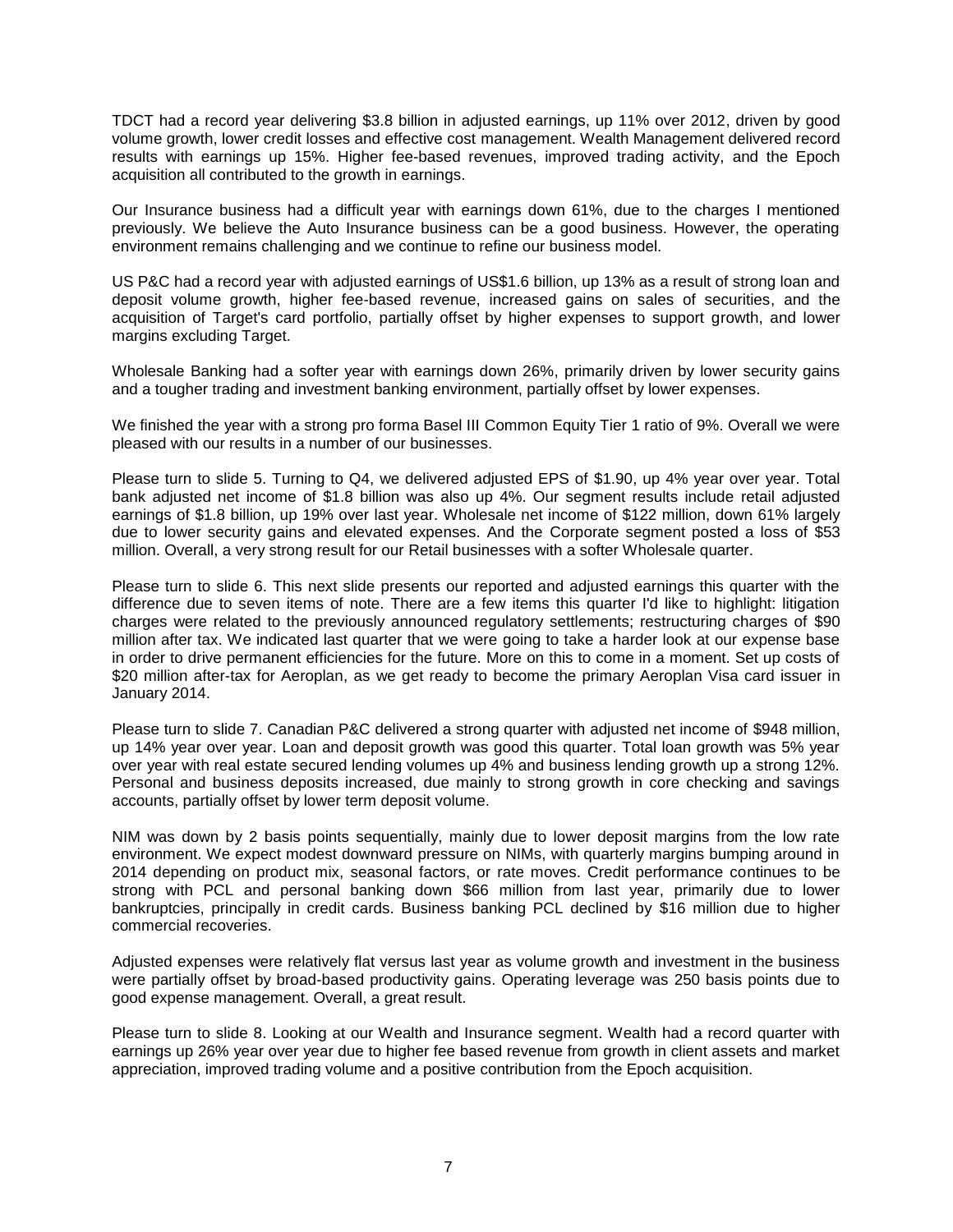TDCT had a record year delivering $3.8 billion in adjusted earnings, up 11% over 2012, driven by good volume growth, lower credit losses and effective cost management. Wealth Management delivered record results with earnings up 15%. Higher fee-based revenues, improved trading activity, and the Epoch acquisition all contributed to the growth in earnings.

Our Insurance business had a difficult year with earnings down 61%, due to the charges I mentioned previously. We believe the Auto Insurance business can be a good business. However, the operating environment remains challenging and we continue to refine our business model.

US P&C had a record year with adjusted earnings of US$1.6 billion, up 13% as a result of strong loan and deposit volume growth, higher fee-based revenue, increased gains on sales of securities, and the acquisition of Target's card portfolio, partially offset by higher expenses to support growth, and lower margins excluding Target.

Wholesale Banking had a softer year with earnings down 26%, primarily driven by lower security gains and a tougher trading and investment banking environment, partially offset by lower expenses.

We finished the year with a strong pro forma Basel III Common Equity Tier 1 ratio of 9%. Overall we were pleased with our results in a number of our businesses.

Please turn to slide 5. Turning to Q4, we delivered adjusted EPS of $1.90, up 4% year over year. Total bank adjusted net income of $1.8 billion was also up 4%. Our segment results include retail adjusted earnings of $1.8 billion, up 19% over last year. Wholesale net income of $122 million, down 61% largely due to lower security gains and elevated expenses. And the Corporate segment posted a loss of $53 million. Overall, a very strong result for our Retail businesses with a softer Wholesale quarter.

Please turn to slide 6. This next slide presents our reported and adjusted earnings this quarter with the difference due to seven items of note. There are a few items this quarter I'd like to highlight: litigation charges were related to the previously announced regulatory settlements; restructuring charges of $90 million after tax. We indicated last quarter that we were going to take a harder look at our expense base in order to drive permanent efficiencies for the future. More on this to come in a moment. Set up costs of $20 million after-tax for Aeroplan, as we get ready to become the primary Aeroplan Visa card issuer in January 2014.

Please turn to slide 7. Canadian P&C delivered a strong quarter with adjusted net income of $948 million, up 14% year over year. Loan and deposit growth was good this quarter. Total loan growth was 5% year over year with real estate secured lending volumes up 4% and business lending growth up a strong 12%. Personal and business deposits increased, due mainly to strong growth in core checking and savings accounts, partially offset by lower term deposit volume.

NIM was down by 2 basis points sequentially, mainly due to lower deposit margins from the low rate environment. We expect modest downward pressure on NIMs, with quarterly margins bumping around in 2014 depending on product mix, seasonal factors, or rate moves. Credit performance continues to be strong with PCL and personal banking down $66 million from last year, primarily due to lower bankruptcies, principally in credit cards. Business banking PCL declined by $16 million due to higher commercial recoveries.

Adjusted expenses were relatively flat versus last year as volume growth and investment in the business were partially offset by broad-based productivity gains. Operating leverage was 250 basis points due to good expense management. Overall, a great result.

Please turn to slide 8. Looking at our Wealth and Insurance segment. Wealth had a record quarter with earnings up 26% year over year due to higher fee based revenue from growth in client assets and market appreciation, improved trading volume and a positive contribution from the Epoch acquisition.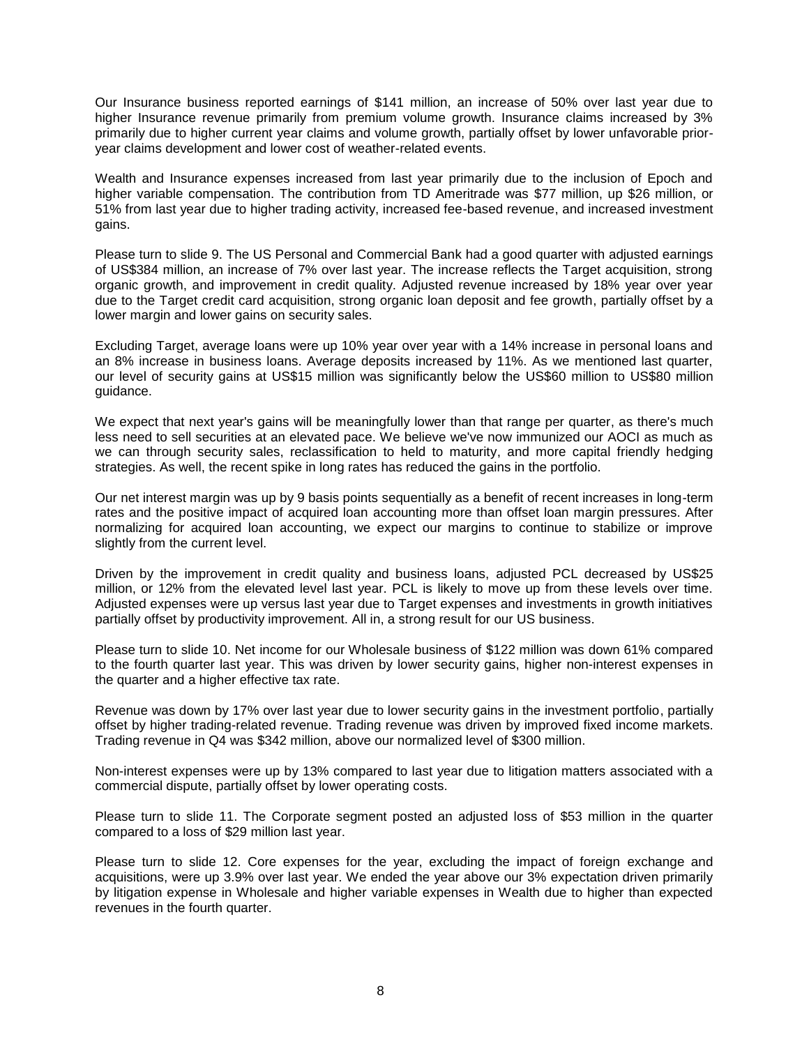Our Insurance business reported earnings of $141 million, an increase of 50% over last year due to higher Insurance revenue primarily from premium volume growth. Insurance claims increased by 3% primarily due to higher current year claims and volume growth, partially offset by lower unfavorable prior-year claims development and lower cost of weather-related events.

Wealth and Insurance expenses increased from last year primarily due to the inclusion of Epoch and higher variable compensation. The contribution from TD Ameritrade was $77 million, up $26 million, or 51% from last year due to higher trading activity, increased fee-based revenue, and increased investment gains.

Please turn to slide 9. The US Personal and Commercial Bank had a good quarter with adjusted earnings of US$384 million, an increase of 7% over last year. The increase reflects the Target acquisition, strong organic growth, and improvement in credit quality. Adjusted revenue increased by 18% year over year due to the Target credit card acquisition, strong organic loan deposit and fee growth, partially offset by a lower margin and lower gains on security sales.

Excluding Target, average loans were up 10% year over year with a 14% increase in personal loans and an 8% increase in business loans. Average deposits increased by 11%. As we mentioned last quarter, our level of security gains at US$15 million was significantly below the US$60 million to US$80 million guidance.

We expect that next year's gains will be meaningfully lower than that range per quarter, as there's much less need to sell securities at an elevated pace. We believe we've now immunized our AOCI as much as we can through security sales, reclassification to held to maturity, and more capital friendly hedging strategies. As well, the recent spike in long rates has reduced the gains in the portfolio.

Our net interest margin was up by 9 basis points sequentially as a benefit of recent increases in long-term rates and the positive impact of acquired loan accounting more than offset loan margin pressures. After normalizing for acquired loan accounting, we expect our margins to continue to stabilize or improve slightly from the current level.

Driven by the improvement in credit quality and business loans, adjusted PCL decreased by US$25 million, or 12% from the elevated level last year. PCL is likely to move up from these levels over time. Adjusted expenses were up versus last year due to Target expenses and investments in growth initiatives partially offset by productivity improvement. All in, a strong result for our US business.

Please turn to slide 10. Net income for our Wholesale business of $122 million was down 61% compared to the fourth quarter last year. This was driven by lower security gains, higher non-interest expenses in the quarter and a higher effective tax rate.

Revenue was down by 17% over last year due to lower security gains in the investment portfolio, partially offset by higher trading-related revenue. Trading revenue was driven by improved fixed income markets. Trading revenue in Q4 was $342 million, above our normalized level of $300 million.

Non-interest expenses were up by 13% compared to last year due to litigation matters associated with a commercial dispute, partially offset by lower operating costs.

Please turn to slide 11. The Corporate segment posted an adjusted loss of $53 million in the quarter compared to a loss of $29 million last year.

Please turn to slide 12. Core expenses for the year, excluding the impact of foreign exchange and acquisitions, were up 3.9% over last year. We ended the year above our 3% expectation driven primarily by litigation expense in Wholesale and higher variable expenses in Wealth due to higher than expected revenues in the fourth quarter.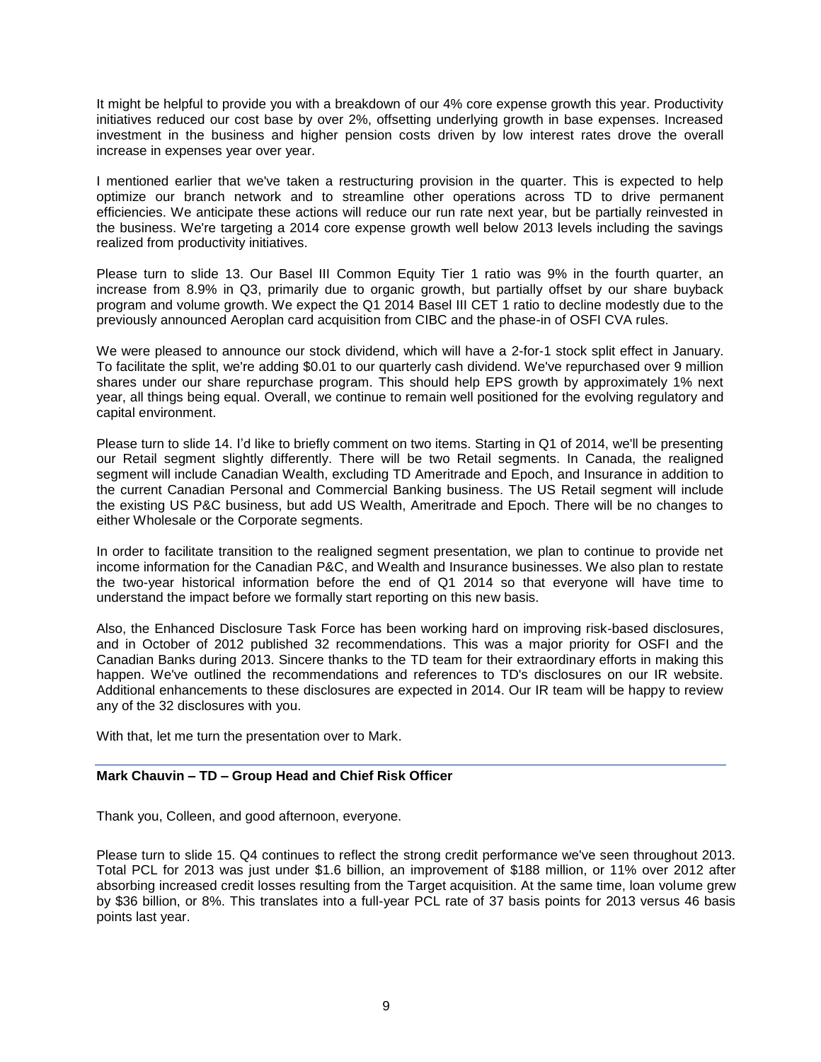It might be helpful to provide you with a breakdown of our 4% core expense growth this year. Productivity initiatives reduced our cost base by over 2%, offsetting underlying growth in base expenses. Increased investment in the business and higher pension costs driven by low interest rates drove the overall increase in expenses year over year.

I mentioned earlier that we've taken a restructuring provision in the quarter. This is expected to help optimize our branch network and to streamline other operations across TD to drive permanent efficiencies. We anticipate these actions will reduce our run rate next year, but be partially reinvested in the business. We're targeting a 2014 core expense growth well below 2013 levels including the savings realized from productivity initiatives.

Please turn to slide 13. Our Basel III Common Equity Tier 1 ratio was 9% in the fourth quarter, an increase from 8.9% in Q3, primarily due to organic growth, but partially offset by our share buyback program and volume growth. We expect the Q1 2014 Basel III CET 1 ratio to decline modestly due to the previously announced Aeroplan card acquisition from CIBC and the phase-in of OSFI CVA rules.

We were pleased to announce our stock dividend, which will have a 2-for-1 stock split effect in January. To facilitate the split, we're adding $0.01 to our quarterly cash dividend. We've repurchased over 9 million shares under our share repurchase program. This should help EPS growth by approximately 1% next year, all things being equal. Overall, we continue to remain well positioned for the evolving regulatory and capital environment.

Please turn to slide 14. I'd like to briefly comment on two items. Starting in Q1 of 2014, we'll be presenting our Retail segment slightly differently. There will be two Retail segments. In Canada, the realigned segment will include Canadian Wealth, excluding TD Ameritrade and Epoch, and Insurance in addition to the current Canadian Personal and Commercial Banking business. The US Retail segment will include the existing US P&C business, but add US Wealth, Ameritrade and Epoch. There will be no changes to either Wholesale or the Corporate segments.

In order to facilitate transition to the realigned segment presentation, we plan to continue to provide net income information for the Canadian P&C, and Wealth and Insurance businesses. We also plan to restate the two-year historical information before the end of Q1 2014 so that everyone will have time to understand the impact before we formally start reporting on this new basis.

Also, the Enhanced Disclosure Task Force has been working hard on improving risk-based disclosures, and in October of 2012 published 32 recommendations. This was a major priority for OSFI and the Canadian Banks during 2013. Sincere thanks to the TD team for their extraordinary efforts in making this happen. We've outlined the recommendations and references to TD's disclosures on our IR website. Additional enhancements to these disclosures are expected in 2014. Our IR team will be happy to review any of the 32 disclosures with you.

With that, let me turn the presentation over to Mark.

**Mark Chauvin – TD – Group Head and Chief Risk Officer**

Thank you, Colleen, and good afternoon, everyone.

Please turn to slide 15. Q4 continues to reflect the strong credit performance we've seen throughout 2013. Total PCL for 2013 was just under $1.6 billion, an improvement of $188 million, or 11% over 2012 after absorbing increased credit losses resulting from the Target acquisition. At the same time, loan volume grew by $36 billion, or 8%. This translates into a full-year PCL rate of 37 basis points for 2013 versus 46 basis points last year.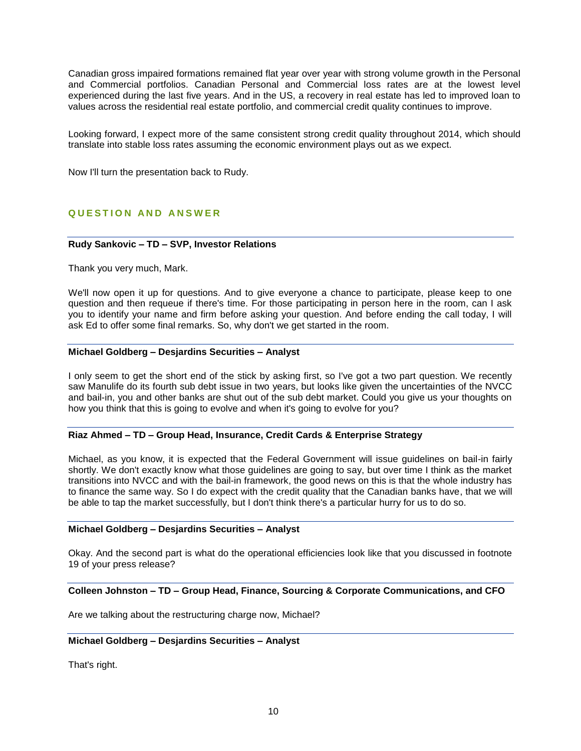Canadian gross impaired formations remained flat year over year with strong volume growth in the Personal and Commercial portfolios. Canadian Personal and Commercial loss rates are at the lowest level experienced during the last five years. And in the US, a recovery in real estate has led to improved loan to values across the residential real estate portfolio, and commercial credit quality continues to improve.

Looking forward, I expect more of the same consistent strong credit quality throughout 2014, which should translate into stable loss rates assuming the economic environment plays out as we expect.

Now I'll turn the presentation back to Rudy.

## QUESTION AND ANSWER

---

**Rudy Sankovic – TD – SVP, Investor Relations**

Thank you very much, Mark.

We'll now open it up for questions. And to give everyone a chance to participate, please keep to one question and then requeue if there's time. For those participating in person here in the room, can I ask you to identify your name and firm before asking your question. And before ending the call today, I will ask Ed to offer some final remarks. So, why don't we get started in the room.

---

**Michael Goldberg – Desjardins Securities – Analyst**

I only seem to get the short end of the stick by asking first, so I've got a two part question. We recently saw Manulife do its fourth sub debt issue in two years, but looks like given the uncertainties of the NVCC and bail-in, you and other banks are shut out of the sub debt market. Could you give us your thoughts on how you think that this is going to evolve and when it's going to evolve for you?

---

**Riaz Ahmed – TD – Group Head, Insurance, Credit Cards & Enterprise Strategy**

Michael, as you know, it is expected that the Federal Government will issue guidelines on bail-in fairly shortly. We don't exactly know what those guidelines are going to say, but over time I think as the market transitions into NVCC and with the bail-in framework, the good news on this is that the whole industry has to finance the same way. So I do expect with the credit quality that the Canadian banks have, that we will be able to tap the market successfully, but I don't think there's a particular hurry for us to do so.

---

**Michael Goldberg – Desjardins Securities – Analyst**

Okay. And the second part is what do the operational efficiencies look like that you discussed in footnote 19 of your press release?

---

**Colleen Johnston – TD – Group Head, Finance, Sourcing & Corporate Communications, and CFO**

Are we talking about the restructuring charge now, Michael?

---

**Michael Goldberg – Desjardins Securities – Analyst**

That's right.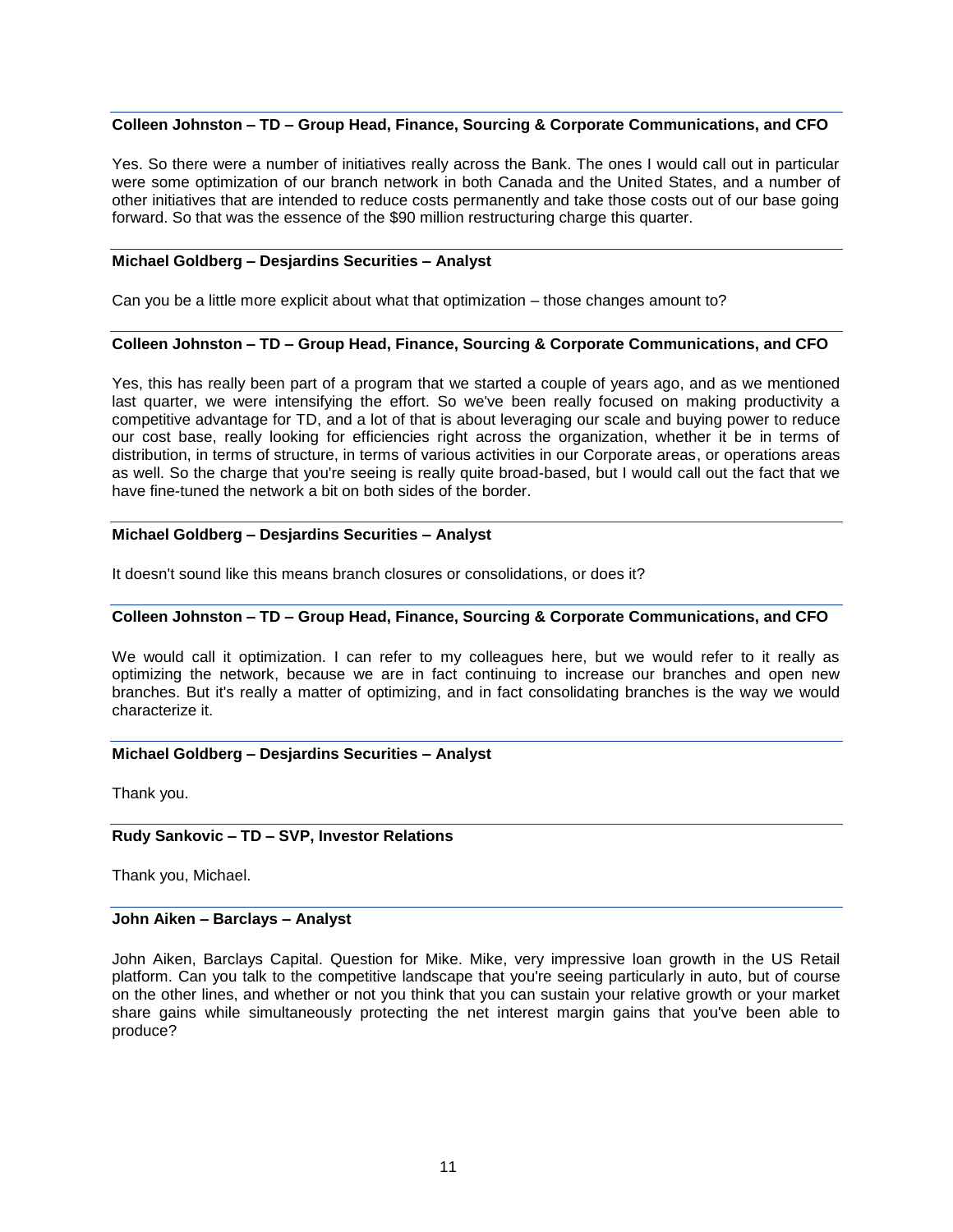**Colleen Johnston – TD – Group Head, Finance, Sourcing & Corporate Communications, and CFO**

Yes. So there were a number of initiatives really across the Bank. The ones I would call out in particular were some optimization of our branch network in both Canada and the United States, and a number of other initiatives that are intended to reduce costs permanently and take those costs out of our base going forward. So that was the essence of the $90 million restructuring charge this quarter.

**Michael Goldberg – Desjardins Securities – Analyst**

Can you be a little more explicit about what that optimization – those changes amount to?

**Colleen Johnston – TD – Group Head, Finance, Sourcing & Corporate Communications, and CFO**

Yes, this has really been part of a program that we started a couple of years ago, and as we mentioned last quarter, we were intensifying the effort. So we've been really focused on making productivity a competitive advantage for TD, and a lot of that is about leveraging our scale and buying power to reduce our cost base, really looking for efficiencies right across the organization, whether it be in terms of distribution, in terms of structure, in terms of various activities in our Corporate areas, or operations areas as well. So the charge that you're seeing is really quite broad-based, but I would call out the fact that we have fine-tuned the network a bit on both sides of the border.

**Michael Goldberg – Desjardins Securities – Analyst**

It doesn't sound like this means branch closures or consolidations, or does it?

**Colleen Johnston – TD – Group Head, Finance, Sourcing & Corporate Communications, and CFO**

We would call it optimization. I can refer to my colleagues here, but we would refer to it really as optimizing the network, because we are in fact continuing to increase our branches and open new branches. But it's really a matter of optimizing, and in fact consolidating branches is the way we would characterize it.

**Michael Goldberg – Desjardins Securities – Analyst**

Thank you.

**Rudy Sankovic – TD – SVP, Investor Relations**

Thank you, Michael.

**John Aiken – Barclays – Analyst**

John Aiken, Barclays Capital. Question for Mike. Mike, very impressive loan growth in the US Retail platform. Can you talk to the competitive landscape that you're seeing particularly in auto, but of course on the other lines, and whether or not you think that you can sustain your relative growth or your market share gains while simultaneously protecting the net interest margin gains that you've been able to produce?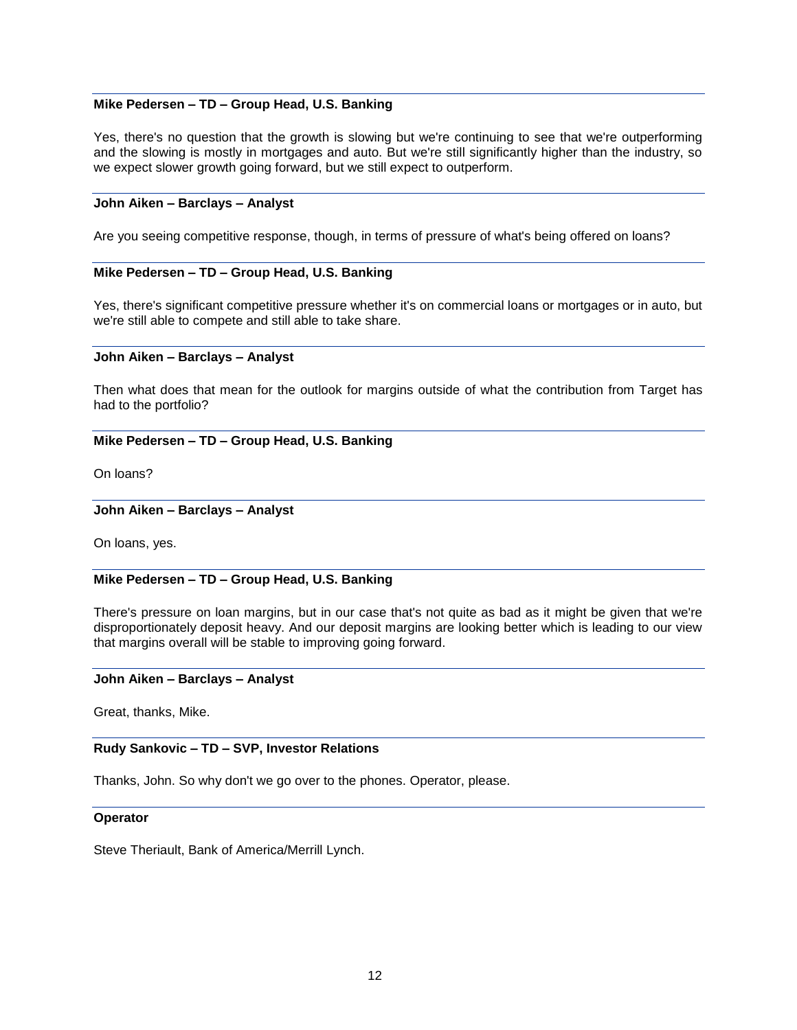**Mike Pedersen – TD – Group Head, U.S. Banking**

Yes, there's no question that the growth is slowing but we're continuing to see that we're outperforming and the slowing is mostly in mortgages and auto. But we're still significantly higher than the industry, so we expect slower growth going forward, but we still expect to outperform.

**John Aiken – Barclays – Analyst**

Are you seeing competitive response, though, in terms of pressure of what's being offered on loans?

**Mike Pedersen – TD – Group Head, U.S. Banking**

Yes, there's significant competitive pressure whether it's on commercial loans or mortgages or in auto, but we're still able to compete and still able to take share.

**John Aiken – Barclays – Analyst**

Then what does that mean for the outlook for margins outside of what the contribution from Target has had to the portfolio?

**Mike Pedersen – TD – Group Head, U.S. Banking**

On loans?

**John Aiken – Barclays – Analyst**

On loans, yes.

**Mike Pedersen – TD – Group Head, U.S. Banking**

There's pressure on loan margins, but in our case that's not quite as bad as it might be given that we're disproportionately deposit heavy. And our deposit margins are looking better which is leading to our view that margins overall will be stable to improving going forward.

**John Aiken – Barclays – Analyst**

Great, thanks, Mike.

**Rudy Sankovic – TD – SVP, Investor Relations**

Thanks, John. So why don't we go over to the phones. Operator, please.

**Operator**

Steve Theriault, Bank of America/Merrill Lynch.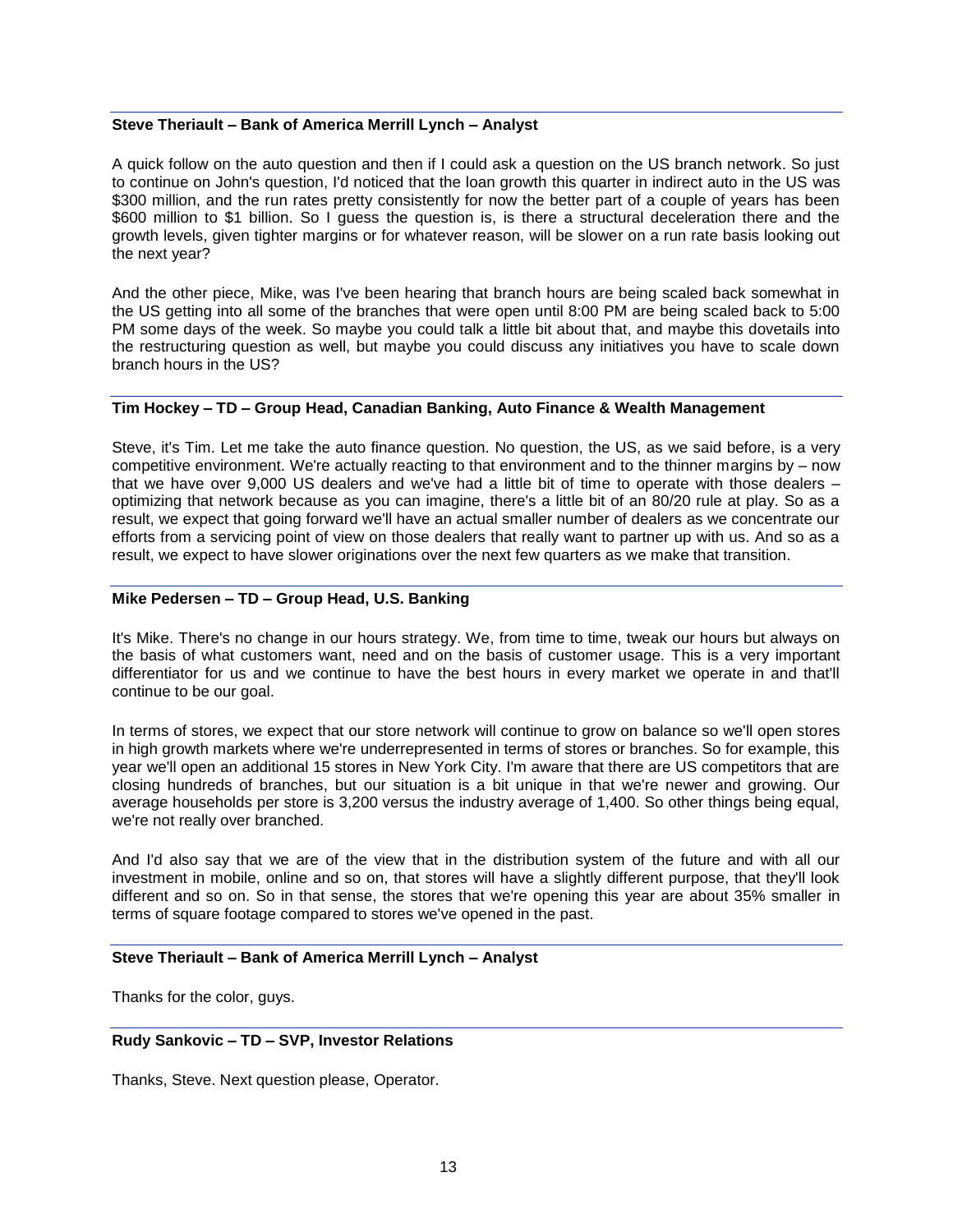**Steve Theriault – Bank of America Merrill Lynch – Analyst**

A quick follow on the auto question and then if I could ask a question on the US branch network. So just to continue on John's question, I'd noticed that the loan growth this quarter in indirect auto in the US was $300 million, and the run rates pretty consistently for now the better part of a couple of years has been $600 million to $1 billion. So I guess the question is, is there a structural deceleration there and the growth levels, given tighter margins or for whatever reason, will be slower on a run rate basis looking out the next year?

And the other piece, Mike, was I've been hearing that branch hours are being scaled back somewhat in the US getting into all some of the branches that were open until 8:00 PM are being scaled back to 5:00 PM some days of the week. So maybe you could talk a little bit about that, and maybe this dovetails into the restructuring question as well, but maybe you could discuss any initiatives you have to scale down branch hours in the US?

**Tim Hockey – TD – Group Head, Canadian Banking, Auto Finance & Wealth Management**

Steve, it's Tim. Let me take the auto finance question. No question, the US, as we said before, is a very competitive environment. We're actually reacting to that environment and to the thinner margins by – now that we have over 9,000 US dealers and we've had a little bit of time to operate with those dealers – optimizing that network because as you can imagine, there's a little bit of an 80/20 rule at play. So as a result, we expect that going forward we'll have an actual smaller number of dealers as we concentrate our efforts from a servicing point of view on those dealers that really want to partner up with us. And so as a result, we expect to have slower originations over the next few quarters as we make that transition.

**Mike Pedersen – TD – Group Head, U.S. Banking**

It's Mike. There's no change in our hours strategy. We, from time to time, tweak our hours but always on the basis of what customers want, need and on the basis of customer usage. This is a very important differentiator for us and we continue to have the best hours in every market we operate in and that'll continue to be our goal.

In terms of stores, we expect that our store network will continue to grow on balance so we'll open stores in high growth markets where we're underrepresented in terms of stores or branches. So for example, this year we'll open an additional 15 stores in New York City. I'm aware that there are US competitors that are closing hundreds of branches, but our situation is a bit unique in that we're newer and growing. Our average households per store is 3,200 versus the industry average of 1,400. So other things being equal, we're not really over branched.

And I'd also say that we are of the view that in the distribution system of the future and with all our investment in mobile, online and so on, that stores will have a slightly different purpose, that they'll look different and so on. So in that sense, the stores that we're opening this year are about 35% smaller in terms of square footage compared to stores we've opened in the past.

**Steve Theriault – Bank of America Merrill Lynch – Analyst**

Thanks for the color, guys.

**Rudy Sankovic – TD – SVP, Investor Relations**

Thanks, Steve. Next question please, Operator.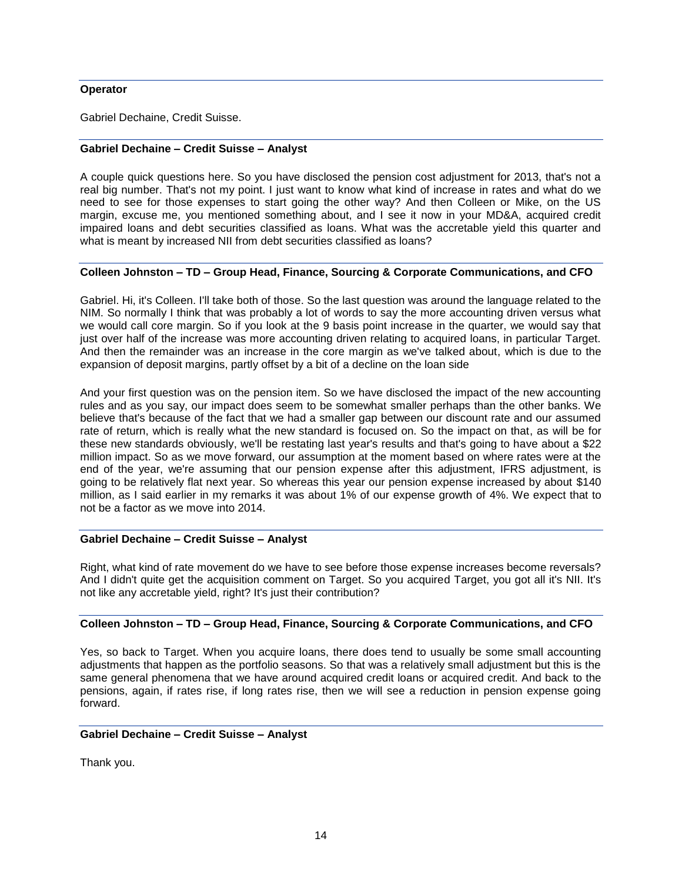**Operator**

Gabriel Dechaine, Credit Suisse.

**Gabriel Dechaine – Credit Suisse – Analyst**

A couple quick questions here. So you have disclosed the pension cost adjustment for 2013, that's not a real big number. That's not my point. I just want to know what kind of increase in rates and what do we need to see for those expenses to start going the other way? And then Colleen or Mike, on the US margin, excuse me, you mentioned something about, and I see it now in your MD&A, acquired credit impaired loans and debt securities classified as loans. What was the accretable yield this quarter and what is meant by increased NII from debt securities classified as loans?

**Colleen Johnston – TD – Group Head, Finance, Sourcing & Corporate Communications, and CFO**

Gabriel. Hi, it's Colleen. I'll take both of those. So the last question was around the language related to the NIM. So normally I think that was probably a lot of words to say the more accounting driven versus what we would call core margin. So if you look at the 9 basis point increase in the quarter, we would say that just over half of the increase was more accounting driven relating to acquired loans, in particular Target. And then the remainder was an increase in the core margin as we've talked about, which is due to the expansion of deposit margins, partly offset by a bit of a decline on the loan side

And your first question was on the pension item. So we have disclosed the impact of the new accounting rules and as you say, our impact does seem to be somewhat smaller perhaps than the other banks. We believe that's because of the fact that we had a smaller gap between our discount rate and our assumed rate of return, which is really what the new standard is focused on. So the impact on that, as will be for these new standards obviously, we'll be restating last year's results and that's going to have about a $22 million impact. So as we move forward, our assumption at the moment based on where rates were at the end of the year, we're assuming that our pension expense after this adjustment, IFRS adjustment, is going to be relatively flat next year. So whereas this year our pension expense increased by about $140 million, as I said earlier in my remarks it was about 1% of our expense growth of 4%. We expect that to not be a factor as we move into 2014.

**Gabriel Dechaine – Credit Suisse – Analyst**

Right, what kind of rate movement do we have to see before those expense increases become reversals? And I didn't quite get the acquisition comment on Target. So you acquired Target, you got all it's NII. It's not like any accretable yield, right? It's just their contribution?

**Colleen Johnston – TD – Group Head, Finance, Sourcing & Corporate Communications, and CFO**

Yes, so back to Target. When you acquire loans, there does tend to usually be some small accounting adjustments that happen as the portfolio seasons. So that was a relatively small adjustment but this is the same general phenomena that we have around acquired credit loans or acquired credit. And back to the pensions, again, if rates rise, if long rates rise, then we will see a reduction in pension expense going forward.

**Gabriel Dechaine – Credit Suisse – Analyst**

Thank you.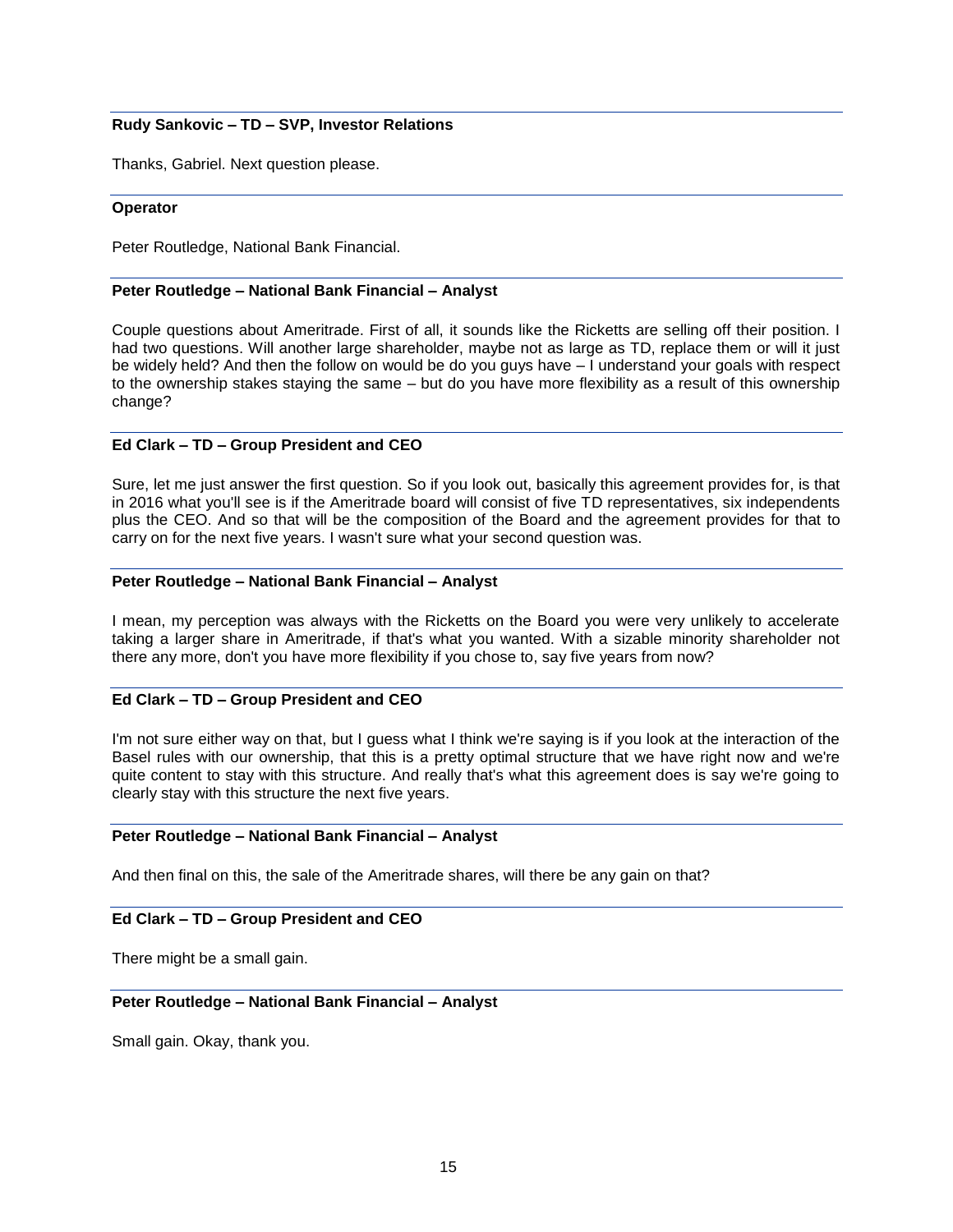**Rudy Sankovic – TD – SVP, Investor Relations**

Thanks, Gabriel. Next question please.

**Operator**

Peter Routledge, National Bank Financial.

**Peter Routledge – National Bank Financial – Analyst**

Couple questions about Ameritrade. First of all, it sounds like the Ricketts are selling off their position. I had two questions. Will another large shareholder, maybe not as large as TD, replace them or will it just be widely held? And then the follow on would be do you guys have – I understand your goals with respect to the ownership stakes staying the same – but do you have more flexibility as a result of this ownership change?

**Ed Clark – TD – Group President and CEO**

Sure, let me just answer the first question. So if you look out, basically this agreement provides for, is that in 2016 what you'll see is if the Ameritrade board will consist of five TD representatives, six independents plus the CEO. And so that will be the composition of the Board and the agreement provides for that to carry on for the next five years. I wasn't sure what your second question was.

**Peter Routledge – National Bank Financial – Analyst**

I mean, my perception was always with the Ricketts on the Board you were very unlikely to accelerate taking a larger share in Ameritrade, if that's what you wanted. With a sizable minority shareholder not there any more, don't you have more flexibility if you chose to, say five years from now?

**Ed Clark – TD – Group President and CEO**

I'm not sure either way on that, but I guess what I think we're saying is if you look at the interaction of the Basel rules with our ownership, that this is a pretty optimal structure that we have right now and we're quite content to stay with this structure. And really that's what this agreement does is say we're going to clearly stay with this structure the next five years.

**Peter Routledge – National Bank Financial – Analyst**

And then final on this, the sale of the Ameritrade shares, will there be any gain on that?

**Ed Clark – TD – Group President and CEO**

There might be a small gain.

**Peter Routledge – National Bank Financial – Analyst**

Small gain. Okay, thank you.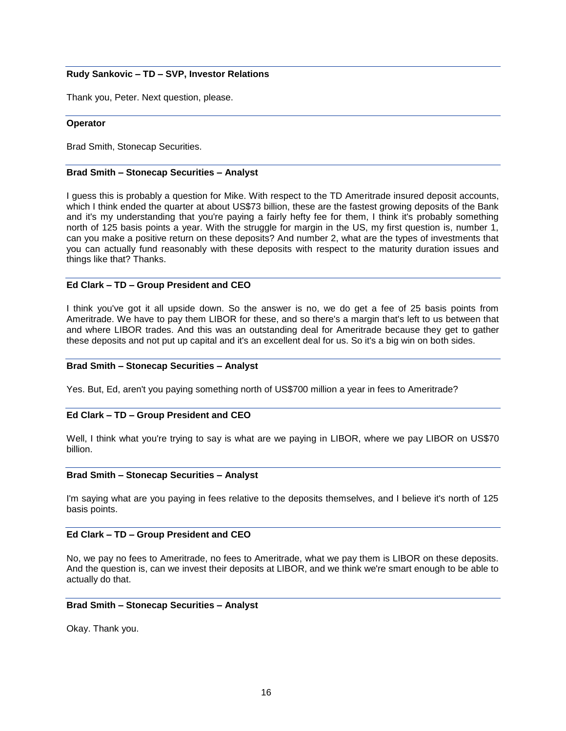**Rudy Sankovic – TD – SVP, Investor Relations**

Thank you, Peter. Next question, please.

**Operator**

Brad Smith, Stonecap Securities.

**Brad Smith – Stonecap Securities – Analyst**

I guess this is probably a question for Mike. With respect to the TD Ameritrade insured deposit accounts, which I think ended the quarter at about US$73 billion, these are the fastest growing deposits of the Bank and it's my understanding that you're paying a fairly hefty fee for them, I think it's probably something north of 125 basis points a year. With the struggle for margin in the US, my first question is, number 1, can you make a positive return on these deposits? And number 2, what are the types of investments that you can actually fund reasonably with these deposits with respect to the maturity duration issues and things like that? Thanks.

**Ed Clark – TD – Group President and CEO**

I think you've got it all upside down. So the answer is no, we do get a fee of 25 basis points from Ameritrade. We have to pay them LIBOR for these, and so there's a margin that's left to us between that and where LIBOR trades. And this was an outstanding deal for Ameritrade because they get to gather these deposits and not put up capital and it's an excellent deal for us. So it's a big win on both sides.

**Brad Smith – Stonecap Securities – Analyst**

Yes. But, Ed, aren't you paying something north of US$700 million a year in fees to Ameritrade?

**Ed Clark – TD – Group President and CEO**

Well, I think what you're trying to say is what are we paying in LIBOR, where we pay LIBOR on US$70 billion.

**Brad Smith – Stonecap Securities – Analyst**

I'm saying what are you paying in fees relative to the deposits themselves, and I believe it's north of 125 basis points.

**Ed Clark – TD – Group President and CEO**

No, we pay no fees to Ameritrade, no fees to Ameritrade, what we pay them is LIBOR on these deposits. And the question is, can we invest their deposits at LIBOR, and we think we're smart enough to be able to actually do that.

**Brad Smith – Stonecap Securities – Analyst**

Okay. Thank you.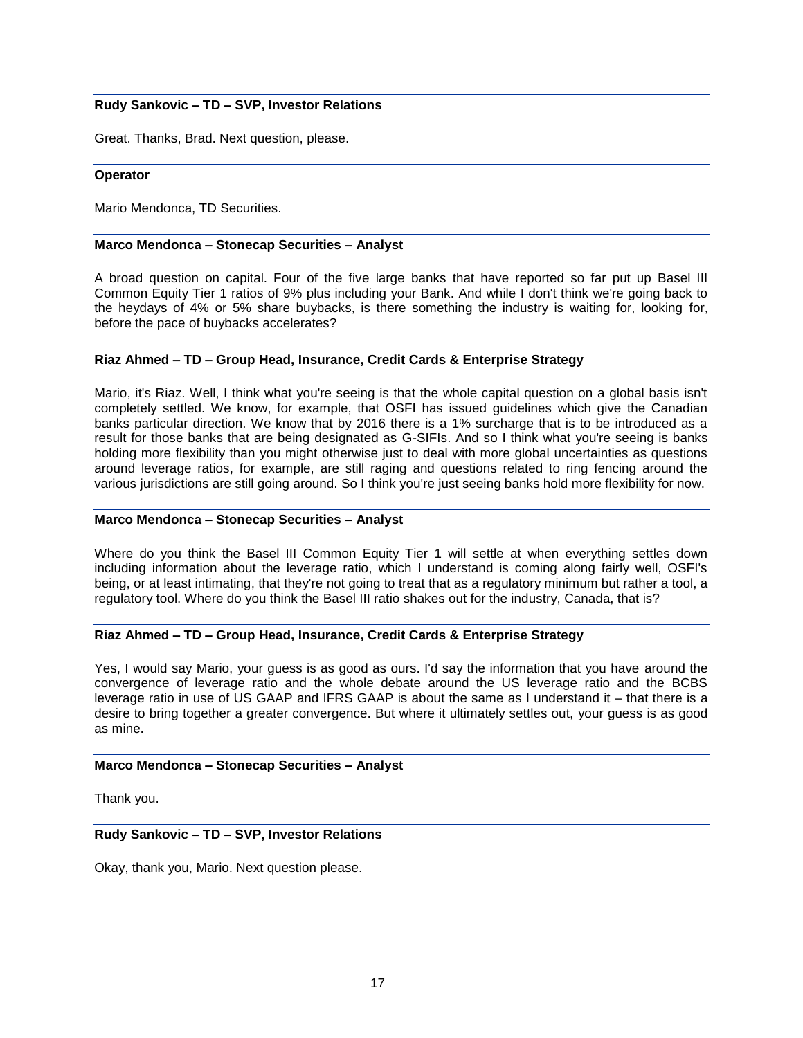**Rudy Sankovic – TD – SVP, Investor Relations**

Great. Thanks, Brad. Next question, please.

**Operator**

Mario Mendonca, TD Securities.

**Marco Mendonca – Stonecap Securities – Analyst**

A broad question on capital. Four of the five large banks that have reported so far put up Basel III Common Equity Tier 1 ratios of 9% plus including your Bank. And while I don't think we're going back to the heydays of 4% or 5% share buybacks, is there something the industry is waiting for, looking for, before the pace of buybacks accelerates?

**Riaz Ahmed – TD – Group Head, Insurance, Credit Cards & Enterprise Strategy**

Mario, it's Riaz. Well, I think what you're seeing is that the whole capital question on a global basis isn't completely settled. We know, for example, that OSFI has issued guidelines which give the Canadian banks particular direction. We know that by 2016 there is a 1% surcharge that is to be introduced as a result for those banks that are being designated as G-SIFIs. And so I think what you're seeing is banks holding more flexibility than you might otherwise just to deal with more global uncertainties as questions around leverage ratios, for example, are still raging and questions related to ring fencing around the various jurisdictions are still going around. So I think you're just seeing banks hold more flexibility for now.

**Marco Mendonca – Stonecap Securities – Analyst**

Where do you think the Basel III Common Equity Tier 1 will settle at when everything settles down including information about the leverage ratio, which I understand is coming along fairly well, OSFI's being, or at least intimating, that they're not going to treat that as a regulatory minimum but rather a tool, a regulatory tool. Where do you think the Basel III ratio shakes out for the industry, Canada, that is?

**Riaz Ahmed – TD – Group Head, Insurance, Credit Cards & Enterprise Strategy**

Yes, I would say Mario, your guess is as good as ours. I'd say the information that you have around the convergence of leverage ratio and the whole debate around the US leverage ratio and the BCBS leverage ratio in use of US GAAP and IFRS GAAP is about the same as I understand it – that there is a desire to bring together a greater convergence. But where it ultimately settles out, your guess is as good as mine.

**Marco Mendonca – Stonecap Securities – Analyst**

Thank you.

**Rudy Sankovic – TD – SVP, Investor Relations**

Okay, thank you, Mario. Next question please.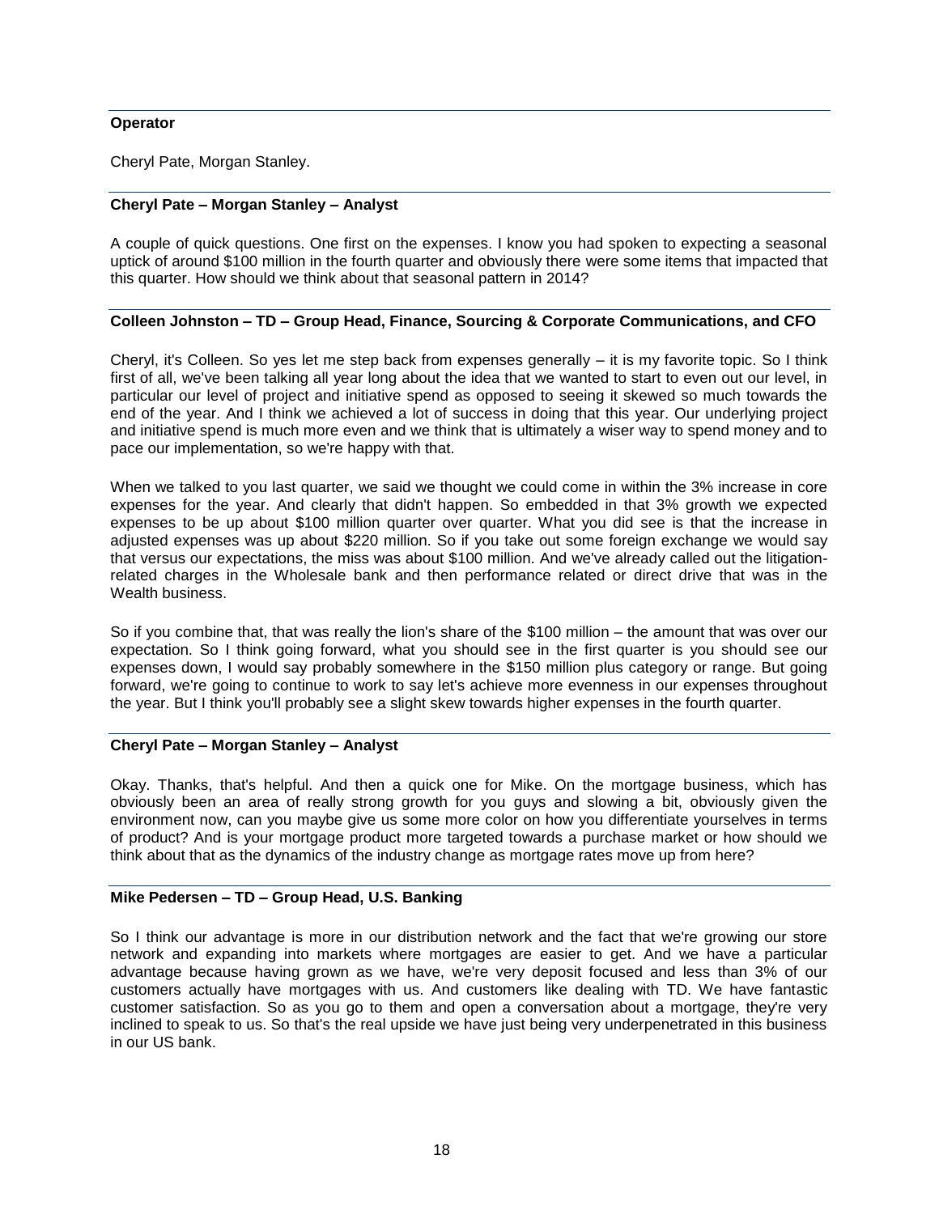**Operator**

Cheryl Pate, Morgan Stanley.

**Cheryl Pate – Morgan Stanley – Analyst**

A couple of quick questions. One first on the expenses. I know you had spoken to expecting a seasonal uptick of around $100 million in the fourth quarter and obviously there were some items that impacted that this quarter. How should we think about that seasonal pattern in 2014?

**Colleen Johnston – TD – Group Head, Finance, Sourcing & Corporate Communications, and CFO**

Cheryl, it's Colleen. So yes let me step back from expenses generally – it is my favorite topic. So I think first of all, we've been talking all year long about the idea that we wanted to start to even out our level, in particular our level of project and initiative spend as opposed to seeing it skewed so much towards the end of the year. And I think we achieved a lot of success in doing that this year. Our underlying project and initiative spend is much more even and we think that is ultimately a wiser way to spend money and to pace our implementation, so we're happy with that.

When we talked to you last quarter, we said we thought we could come in within the 3% increase in core expenses for the year. And clearly that didn't happen. So embedded in that 3% growth we expected expenses to be up about $100 million quarter over quarter. What you did see is that the increase in adjusted expenses was up about $220 million. So if you take out some foreign exchange we would say that versus our expectations, the miss was about $100 million. And we've already called out the litigation-related charges in the Wholesale bank and then performance related or direct drive that was in the Wealth business.

So if you combine that, that was really the lion's share of the $100 million – the amount that was over our expectation. So I think going forward, what you should see in the first quarter is you should see our expenses down, I would say probably somewhere in the $150 million plus category or range. But going forward, we're going to continue to work to say let's achieve more evenness in our expenses throughout the year. But I think you'll probably see a slight skew towards higher expenses in the fourth quarter.

**Cheryl Pate – Morgan Stanley – Analyst**

Okay. Thanks, that's helpful. And then a quick one for Mike. On the mortgage business, which has obviously been an area of really strong growth for you guys and slowing a bit, obviously given the environment now, can you maybe give us some more color on how you differentiate yourselves in terms of product? And is your mortgage product more targeted towards a purchase market or how should we think about that as the dynamics of the industry change as mortgage rates move up from here?

**Mike Pedersen – TD – Group Head, U.S. Banking**

So I think our advantage is more in our distribution network and the fact that we're growing our store network and expanding into markets where mortgages are easier to get. And we have a particular advantage because having grown as we have, we're very deposit focused and less than 3% of our customers actually have mortgages with us. And customers like dealing with TD. We have fantastic customer satisfaction. So as you go to them and open a conversation about a mortgage, they're very inclined to speak to us. So that's the real upside we have just being very underpenetrated in this business in our US bank.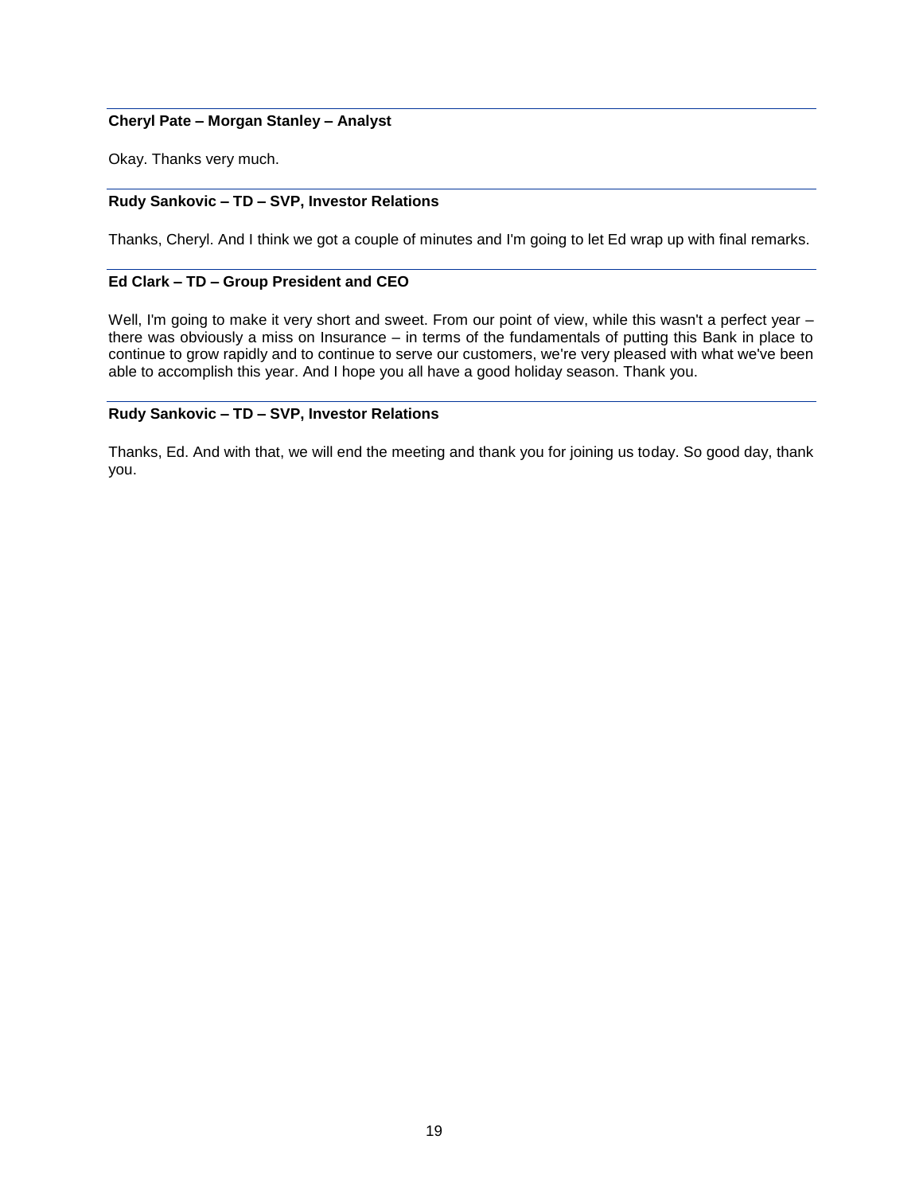**Cheryl Pate – Morgan Stanley – Analyst**

Okay. Thanks very much.

**Rudy Sankovic – TD – SVP, Investor Relations**

Thanks, Cheryl. And I think we got a couple of minutes and I'm going to let Ed wrap up with final remarks.

**Ed Clark – TD – Group President and CEO**

Well, I'm going to make it very short and sweet. From our point of view, while this wasn't a perfect year – there was obviously a miss on Insurance – in terms of the fundamentals of putting this Bank in place to continue to grow rapidly and to continue to serve our customers, we're very pleased with what we've been able to accomplish this year. And I hope you all have a good holiday season. Thank you.

**Rudy Sankovic – TD – SVP, Investor Relations**

Thanks, Ed. And with that, we will end the meeting and thank you for joining us today. So good day, thank you.